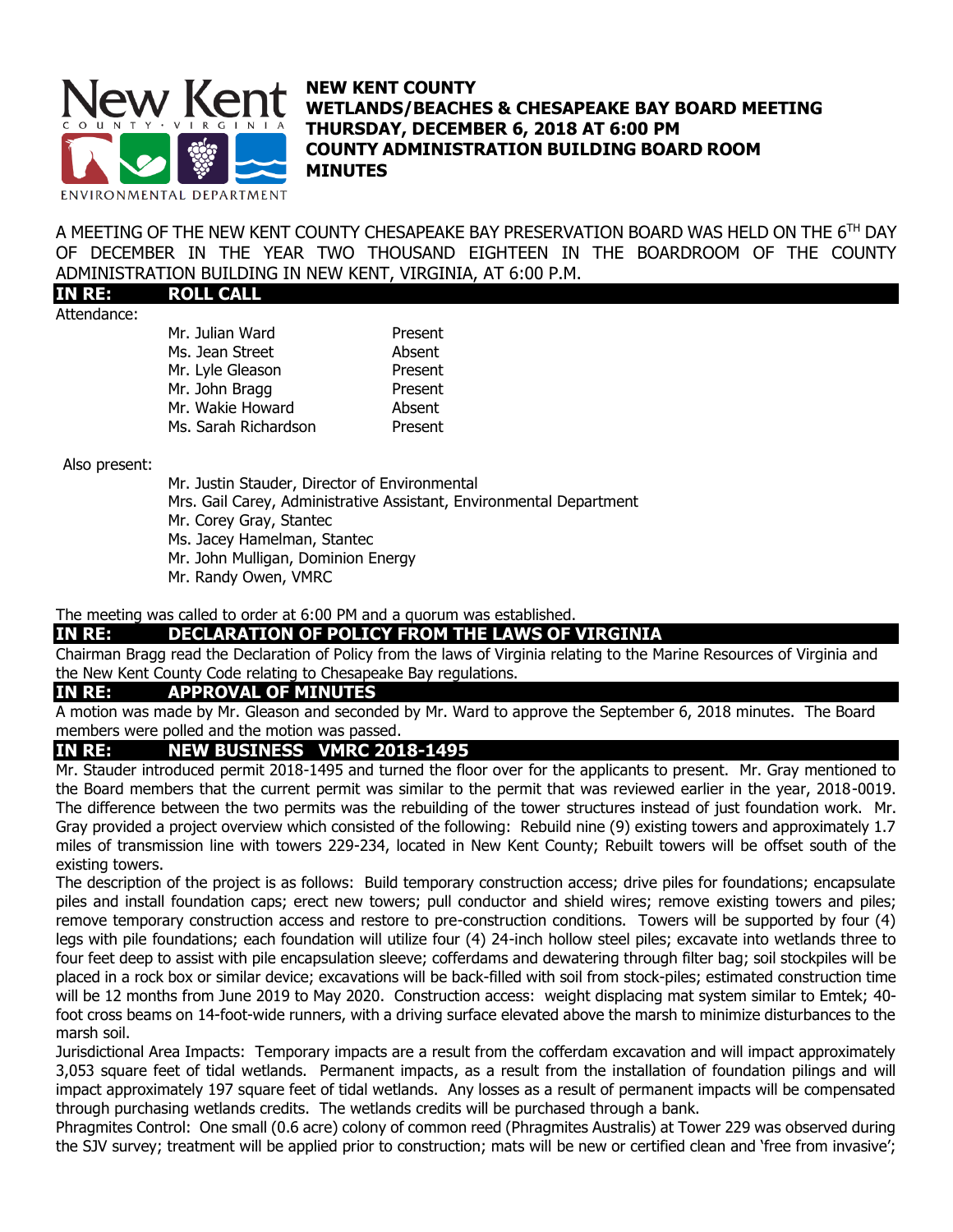**New Kent**
COUNTY · VIRGINIA
ENVIRONMENTAL DEPARTMENT

# NEW KENT COUNTY
## WETLANDS/BEACHES & CHESAPEAKE BAY BOARD MEETING
## THURSDAY, DECEMBER 6, 2018 AT 6:00 PM
## COUNTY ADMINISTRATION BUILDING BOARD ROOM
## MINUTES

A MEETING OF THE NEW KENT COUNTY CHESAPEAKE BAY PRESERVATION BOARD WAS HELD ON THE 6TH DAY OF DECEMBER IN THE YEAR TWO THOUSAND EIGHTEEN IN THE BOARDROOM OF THE COUNTY ADMINISTRATION BUILDING IN NEW KENT, VIRGINIA, AT 6:00 P.M.

### IN RE: ROLL CALL

Attendance:

| | |
|---|---|
| Mr. Julian Ward | Present |
| Ms. Jean Street | Absent |
| Mr. Lyle Gleason | Present |
| Mr. John Bragg | Present |
| Mr. Wakie Howard | Absent |
| Ms. Sarah Richardson | Present |

Also present:

Mr. Justin Stauder, Director of Environmental
Mrs. Gail Carey, Administrative Assistant, Environmental Department
Mr. Corey Gray, Stantec
Ms. Jacey Hamelman, Stantec
Mr. John Mulligan, Dominion Energy
Mr. Randy Owen, VMRC

The meeting was called to order at 6:00 PM and a quorum was established.

### IN RE: DECLARATION OF POLICY FROM THE LAWS OF VIRGINIA

Chairman Bragg read the Declaration of Policy from the laws of Virginia relating to the Marine Resources of Virginia and the New Kent County Code relating to Chesapeake Bay regulations.

### IN RE: APPROVAL OF MINUTES

A motion was made by Mr. Gleason and seconded by Mr. Ward to approve the September 6, 2018 minutes. The Board members were polled and the motion was passed.

### IN RE: NEW BUSINESS VMRC 2018-1495

Mr. Stauder introduced permit 2018-1495 and turned the floor over for the applicants to present. Mr. Gray mentioned to the Board members that the current permit was similar to the permit that was reviewed earlier in the year, 2018-0019. The difference between the two permits was the rebuilding of the tower structures instead of just foundation work. Mr. Gray provided a project overview which consisted of the following: Rebuild nine (9) existing towers and approximately 1.7 miles of transmission line with towers 229-234, located in New Kent County; Rebuilt towers will be offset south of the existing towers.

The description of the project is as follows: Build temporary construction access; drive piles for foundations; encapsulate piles and install foundation caps; erect new towers; pull conductor and shield wires; remove existing towers and piles; remove temporary construction access and restore to pre-construction conditions. Towers will be supported by four (4) legs with pile foundations; each foundation will utilize four (4) 24-inch hollow steel piles; excavate into wetlands three to four feet deep to assist with pile encapsulation sleeve; cofferdams and dewatering through filter bag; soil stockpiles will be placed in a rock box or similar device; excavations will be back-filled with soil from stock-piles; estimated construction time will be 12 months from June 2019 to May 2020. Construction access: weight displacing mat system similar to Emtek; 40-foot cross beams on 14-foot-wide runners, with a driving surface elevated above the marsh to minimize disturbances to the marsh soil.

Jurisdictional Area Impacts: Temporary impacts are a result from the cofferdam excavation and will impact approximately 3,053 square feet of tidal wetlands. Permanent impacts, as a result from the installation of foundation pilings and will impact approximately 197 square feet of tidal wetlands. Any losses as a result of permanent impacts will be compensated through purchasing wetlands credits. The wetlands credits will be purchased through a bank.

Phragmites Control: One small (0.6 acre) colony of common reed (Phragmites Australis) at Tower 229 was observed during the SJV survey; treatment will be applied prior to construction; mats will be new or certified clean and 'free from invasive';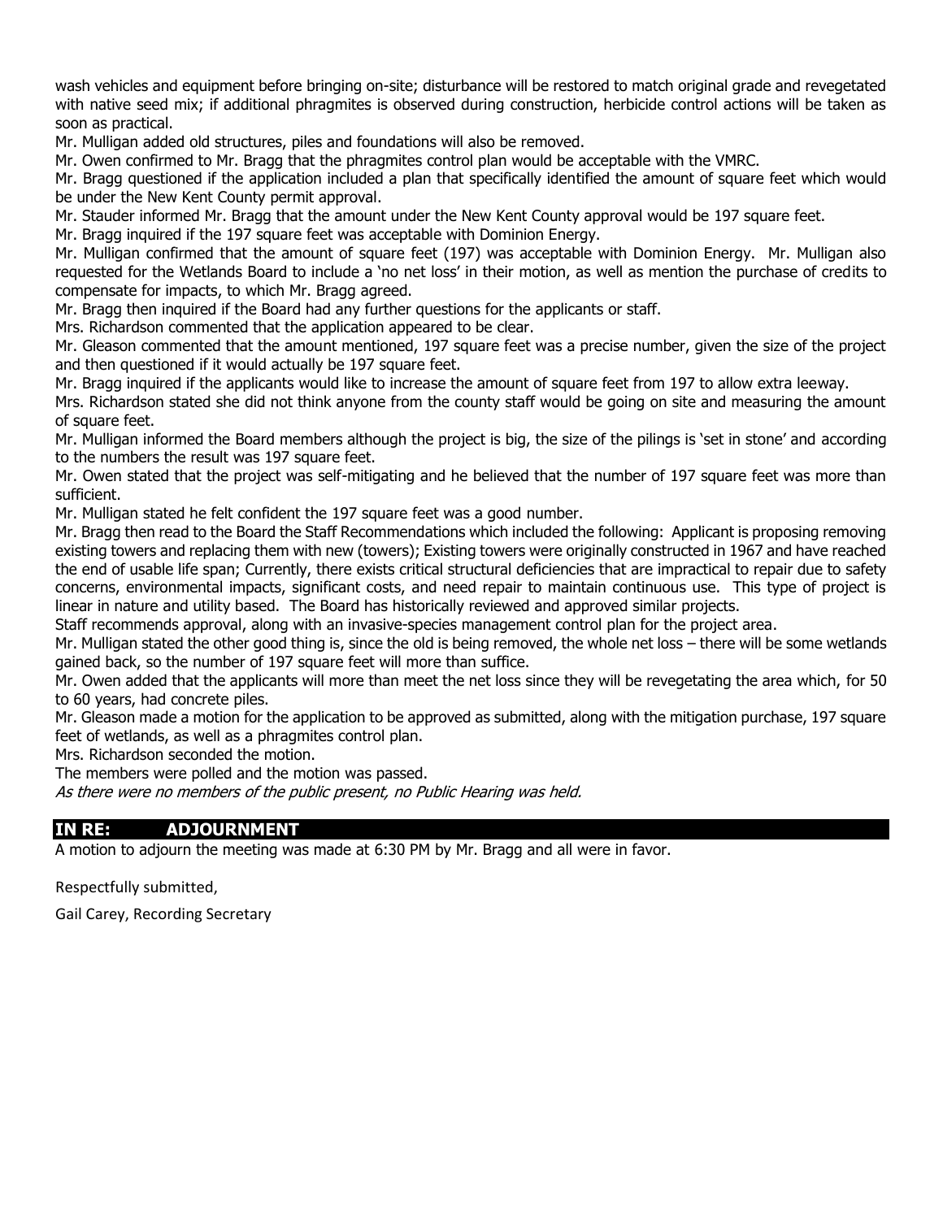wash vehicles and equipment before bringing on-site; disturbance will be restored to match original grade and revegetated with native seed mix; if additional phragmites is observed during construction, herbicide control actions will be taken as soon as practical.

Mr. Mulligan added old structures, piles and foundations will also be removed.

Mr. Owen confirmed to Mr. Bragg that the phragmites control plan would be acceptable with the VMRC.

Mr. Bragg questioned if the application included a plan that specifically identified the amount of square feet which would be under the New Kent County permit approval.

Mr. Stauder informed Mr. Bragg that the amount under the New Kent County approval would be 197 square feet.

Mr. Bragg inquired if the 197 square feet was acceptable with Dominion Energy.

Mr. Mulligan confirmed that the amount of square feet (197) was acceptable with Dominion Energy. Mr. Mulligan also requested for the Wetlands Board to include a 'no net loss' in their motion, as well as mention the purchase of credits to compensate for impacts, to which Mr. Bragg agreed.

Mr. Bragg then inquired if the Board had any further questions for the applicants or staff.

Mrs. Richardson commented that the application appeared to be clear.

Mr. Gleason commented that the amount mentioned, 197 square feet was a precise number, given the size of the project and then questioned if it would actually be 197 square feet.

Mr. Bragg inquired if the applicants would like to increase the amount of square feet from 197 to allow extra leeway.

Mrs. Richardson stated she did not think anyone from the county staff would be going on site and measuring the amount of square feet.

Mr. Mulligan informed the Board members although the project is big, the size of the pilings is 'set in stone' and according to the numbers the result was 197 square feet.

Mr. Owen stated that the project was self-mitigating and he believed that the number of 197 square feet was more than sufficient.

Mr. Mulligan stated he felt confident the 197 square feet was a good number.

Mr. Bragg then read to the Board the Staff Recommendations which included the following: Applicant is proposing removing existing towers and replacing them with new (towers); Existing towers were originally constructed in 1967 and have reached the end of usable life span; Currently, there exists critical structural deficiencies that are impractical to repair due to safety concerns, environmental impacts, significant costs, and need repair to maintain continuous use. This type of project is linear in nature and utility based. The Board has historically reviewed and approved similar projects.

Staff recommends approval, along with an invasive-species management control plan for the project area.

Mr. Mulligan stated the other good thing is, since the old is being removed, the whole net loss – there will be some wetlands gained back, so the number of 197 square feet will more than suffice.

Mr. Owen added that the applicants will more than meet the net loss since they will be revegetating the area which, for 50 to 60 years, had concrete piles.

Mr. Gleason made a motion for the application to be approved as submitted, along with the mitigation purchase, 197 square feet of wetlands, as well as a phragmites control plan.

Mrs. Richardson seconded the motion.

The members were polled and the motion was passed.

*As there were no members of the public present, no Public Hearing was held.*

## IN RE: ADJOURNMENT

A motion to adjourn the meeting was made at 6:30 PM by Mr. Bragg and all were in favor.

Respectfully submitted,

Gail Carey, Recording Secretary